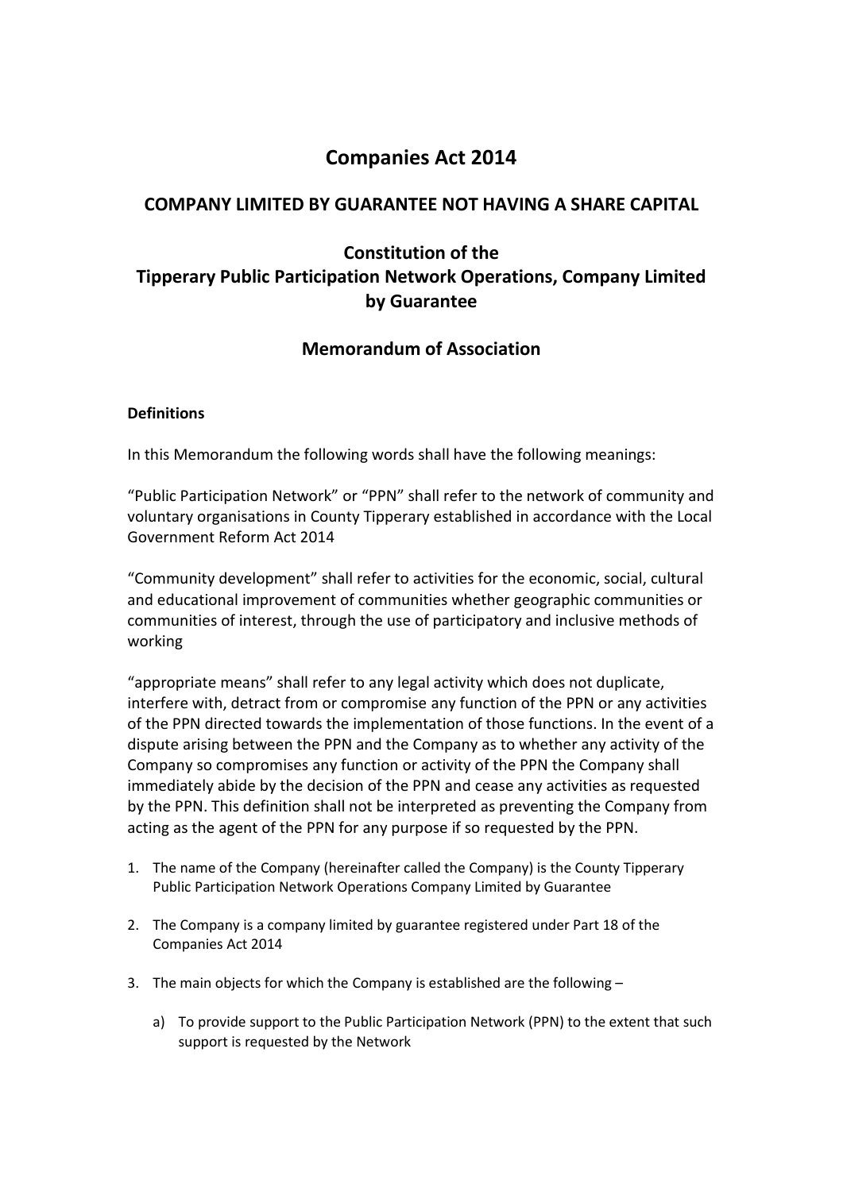# Companies Act 2014

## COMPANY LIMITED BY GUARANTEE NOT HAVING A SHARE CAPITAL

## Constitution of the Tipperary Public Participation Network Operations, Company Limited by Guarantee

## Memorandum of Association

**Definitions**

In this Memorandum the following words shall have the following meanings:

"Public Participation Network" or "PPN" shall refer to the network of community and voluntary organisations in County Tipperary established in accordance with the Local Government Reform Act 2014

"Community development" shall refer to activities for the economic, social, cultural and educational improvement of communities whether geographic communities or communities of interest, through the use of participatory and inclusive methods of working

"appropriate means" shall refer to any legal activity which does not duplicate, interfere with, detract from or compromise any function of the PPN or any activities of the PPN directed towards the implementation of those functions. In the event of a dispute arising between the PPN and the Company as to whether any activity of the Company so compromises any function or activity of the PPN the Company shall immediately abide by the decision of the PPN and cease any activities as requested by the PPN. This definition shall not be interpreted as preventing the Company from acting as the agent of the PPN for any purpose if so requested by the PPN.

1. The name of the Company (hereinafter called the Company) is the County Tipperary Public Participation Network Operations Company Limited by Guarantee

2. The Company is a company limited by guarantee registered under Part 18 of the Companies Act 2014

3. The main objects for which the Company is established are the following –

   a) To provide support to the Public Participation Network (PPN) to the extent that such support is requested by the Network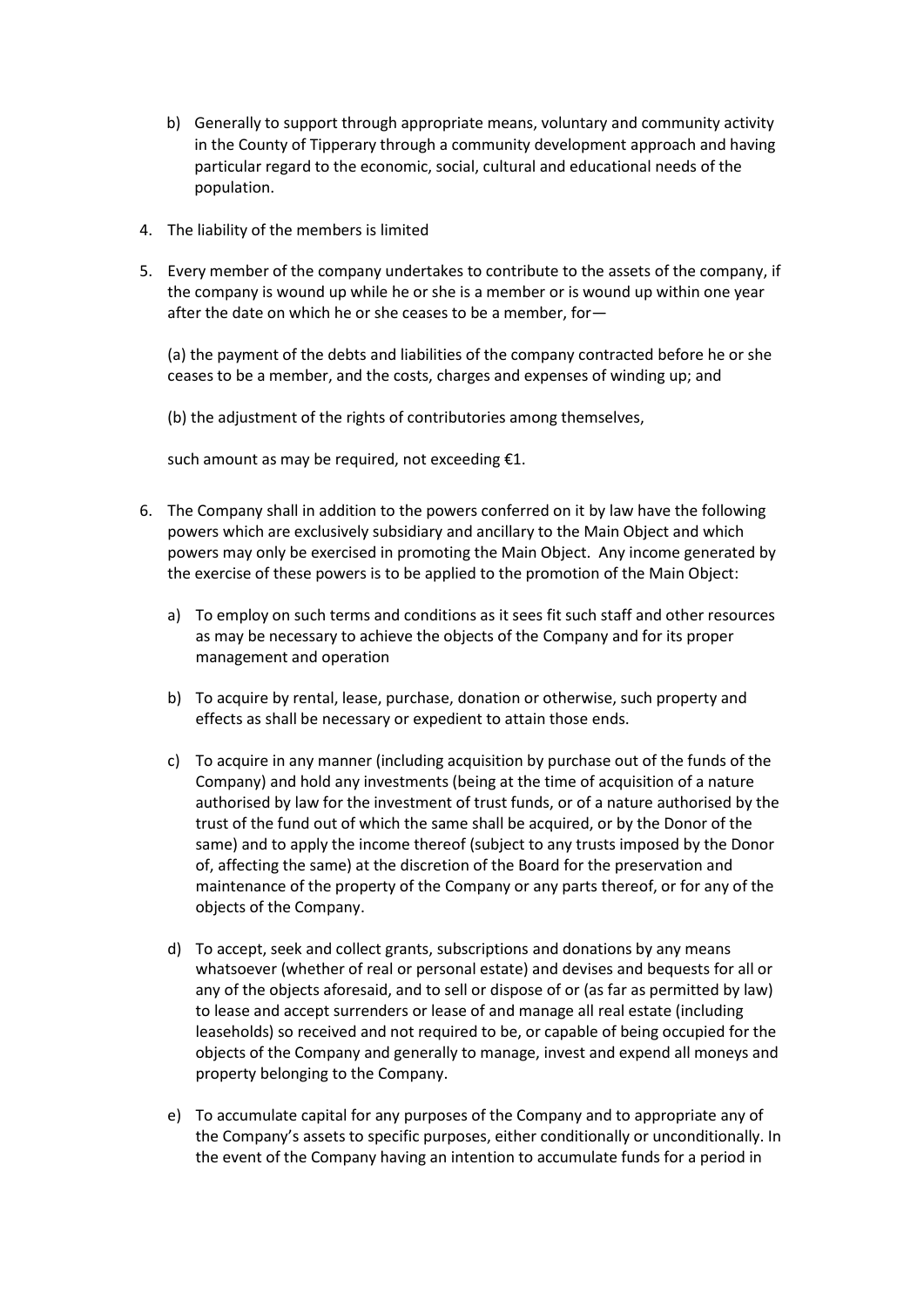b) Generally to support through appropriate means, voluntary and community activity in the County of Tipperary through a community development approach and having particular regard to the economic, social, cultural and educational needs of the population.

4. The liability of the members is limited

5. Every member of the company undertakes to contribute to the assets of the company, if the company is wound up while he or she is a member or is wound up within one year after the date on which he or she ceases to be a member, for—

   (a) the payment of the debts and liabilities of the company contracted before he or she ceases to be a member, and the costs, charges and expenses of winding up; and

   (b) the adjustment of the rights of contributories among themselves,

   such amount as may be required, not exceeding €1.

6. The Company shall in addition to the powers conferred on it by law have the following powers which are exclusively subsidiary and ancillary to the Main Object and which powers may only be exercised in promoting the Main Object. Any income generated by the exercise of these powers is to be applied to the promotion of the Main Object:

   a) To employ on such terms and conditions as it sees fit such staff and other resources as may be necessary to achieve the objects of the Company and for its proper management and operation

   b) To acquire by rental, lease, purchase, donation or otherwise, such property and effects as shall be necessary or expedient to attain those ends.

   c) To acquire in any manner (including acquisition by purchase out of the funds of the Company) and hold any investments (being at the time of acquisition of a nature authorised by law for the investment of trust funds, or of a nature authorised by the trust of the fund out of which the same shall be acquired, or by the Donor of the same) and to apply the income thereof (subject to any trusts imposed by the Donor of, affecting the same) at the discretion of the Board for the preservation and maintenance of the property of the Company or any parts thereof, or for any of the objects of the Company.

   d) To accept, seek and collect grants, subscriptions and donations by any means whatsoever (whether of real or personal estate) and devises and bequests for all or any of the objects aforesaid, and to sell or dispose of or (as far as permitted by law) to lease and accept surrenders or lease of and manage all real estate (including leaseholds) so received and not required to be, or capable of being occupied for the objects of the Company and generally to manage, invest and expend all moneys and property belonging to the Company.

   e) To accumulate capital for any purposes of the Company and to appropriate any of the Company's assets to specific purposes, either conditionally or unconditionally. In the event of the Company having an intention to accumulate funds for a period in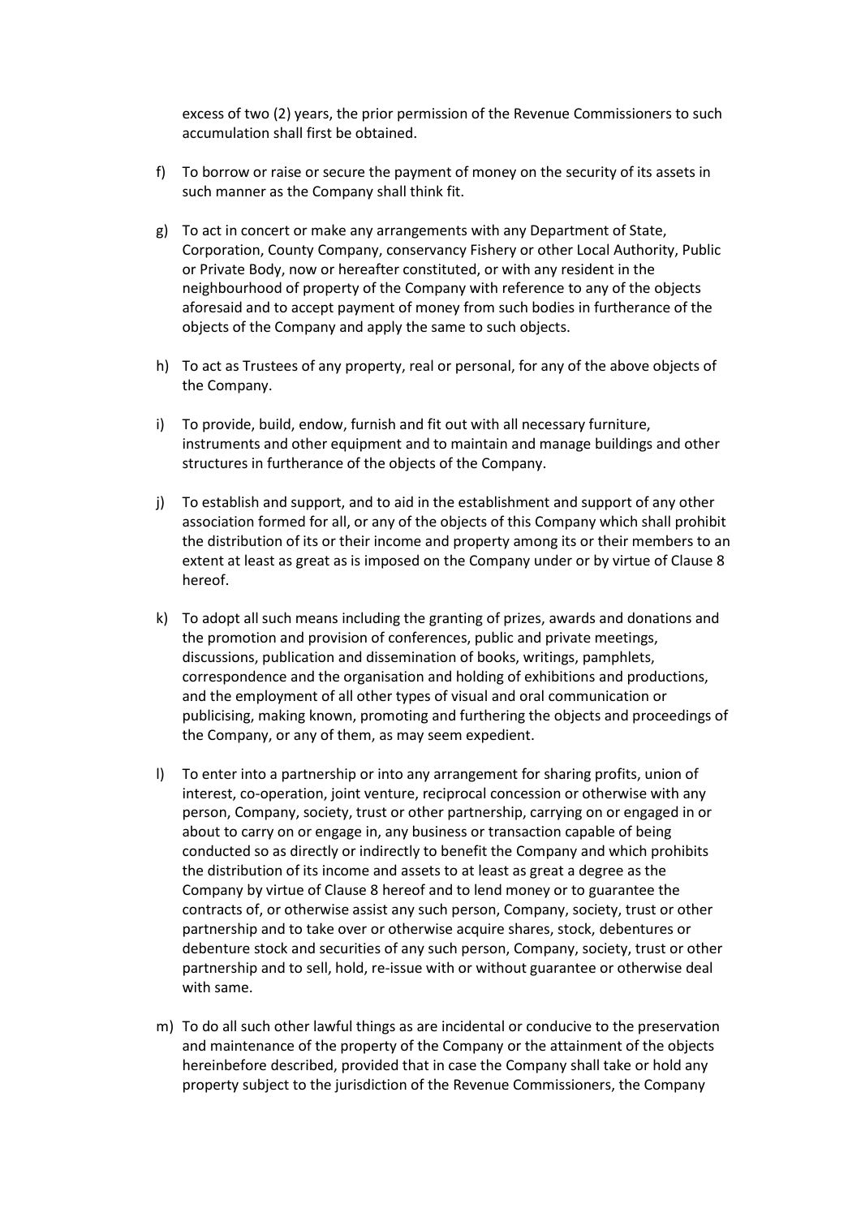excess of two (2) years, the prior permission of the Revenue Commissioners to such accumulation shall first be obtained.

f) To borrow or raise or secure the payment of money on the security of its assets in such manner as the Company shall think fit.

g) To act in concert or make any arrangements with any Department of State, Corporation, County Company, conservancy Fishery or other Local Authority, Public or Private Body, now or hereafter constituted, or with any resident in the neighbourhood of property of the Company with reference to any of the objects aforesaid and to accept payment of money from such bodies in furtherance of the objects of the Company and apply the same to such objects.

h) To act as Trustees of any property, real or personal, for any of the above objects of the Company.

i) To provide, build, endow, furnish and fit out with all necessary furniture, instruments and other equipment and to maintain and manage buildings and other structures in furtherance of the objects of the Company.

j) To establish and support, and to aid in the establishment and support of any other association formed for all, or any of the objects of this Company which shall prohibit the distribution of its or their income and property among its or their members to an extent at least as great as is imposed on the Company under or by virtue of Clause 8 hereof.

k) To adopt all such means including the granting of prizes, awards and donations and the promotion and provision of conferences, public and private meetings, discussions, publication and dissemination of books, writings, pamphlets, correspondence and the organisation and holding of exhibitions and productions, and the employment of all other types of visual and oral communication or publicising, making known, promoting and furthering the objects and proceedings of the Company, or any of them, as may seem expedient.

l) To enter into a partnership or into any arrangement for sharing profits, union of interest, co-operation, joint venture, reciprocal concession or otherwise with any person, Company, society, trust or other partnership, carrying on or engaged in or about to carry on or engage in, any business or transaction capable of being conducted so as directly or indirectly to benefit the Company and which prohibits the distribution of its income and assets to at least as great a degree as the Company by virtue of Clause 8 hereof and to lend money or to guarantee the contracts of, or otherwise assist any such person, Company, society, trust or other partnership and to take over or otherwise acquire shares, stock, debentures or debenture stock and securities of any such person, Company, society, trust or other partnership and to sell, hold, re-issue with or without guarantee or otherwise deal with same.

m) To do all such other lawful things as are incidental or conducive to the preservation and maintenance of the property of the Company or the attainment of the objects hereinbefore described, provided that in case the Company shall take or hold any property subject to the jurisdiction of the Revenue Commissioners, the Company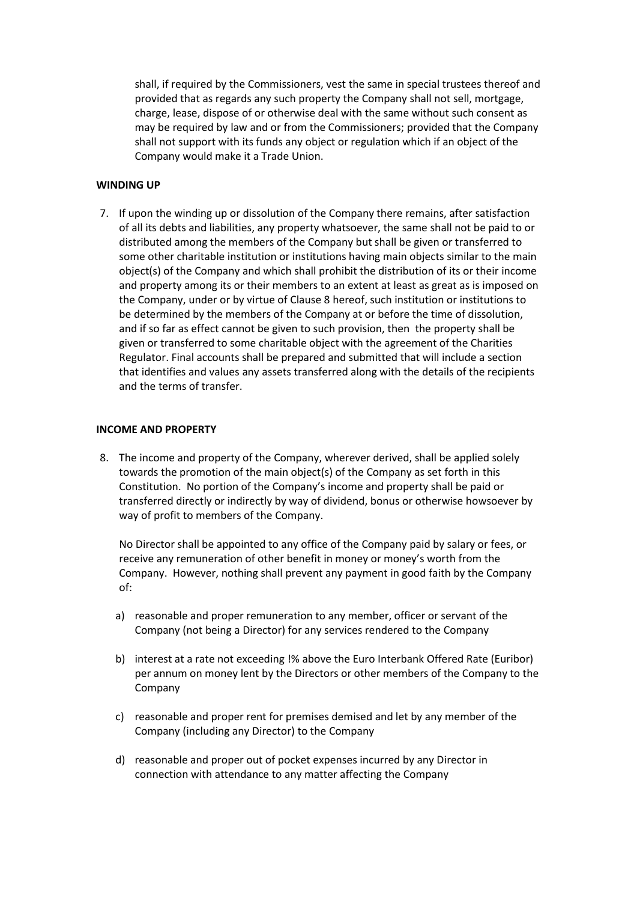shall, if required by the Commissioners, vest the same in special trustees thereof and provided that as regards any such property the Company shall not sell, mortgage, charge, lease, dispose of or otherwise deal with the same without such consent as may be required by law and or from the Commissioners; provided that the Company shall not support with its funds any object or regulation which if an object of the Company would make it a Trade Union.

**WINDING UP**

7. If upon the winding up or dissolution of the Company there remains, after satisfaction of all its debts and liabilities, any property whatsoever, the same shall not be paid to or distributed among the members of the Company but shall be given or transferred to some other charitable institution or institutions having main objects similar to the main object(s) of the Company and which shall prohibit the distribution of its or their income and property among its or their members to an extent at least as great as is imposed on the Company, under or by virtue of Clause 8 hereof, such institution or institutions to be determined by the members of the Company at or before the time of dissolution, and if so far as effect cannot be given to such provision, then the property shall be given or transferred to some charitable object with the agreement of the Charities Regulator. Final accounts shall be prepared and submitted that will include a section that identifies and values any assets transferred along with the details of the recipients and the terms of transfer.

**INCOME AND PROPERTY**

8. The income and property of the Company, wherever derived, shall be applied solely towards the promotion of the main object(s) of the Company as set forth in this Constitution. No portion of the Company's income and property shall be paid or transferred directly or indirectly by way of dividend, bonus or otherwise howsoever by way of profit to members of the Company.

   No Director shall be appointed to any office of the Company paid by salary or fees, or receive any remuneration of other benefit in money or money's worth from the Company. However, nothing shall prevent any payment in good faith by the Company of:

   a) reasonable and proper remuneration to any member, officer or servant of the Company (not being a Director) for any services rendered to the Company

   b) interest at a rate not exceeding !% above the Euro Interbank Offered Rate (Euribor) per annum on money lent by the Directors or other members of the Company to the Company

   c) reasonable and proper rent for premises demised and let by any member of the Company (including any Director) to the Company

   d) reasonable and proper out of pocket expenses incurred by any Director in connection with attendance to any matter affecting the Company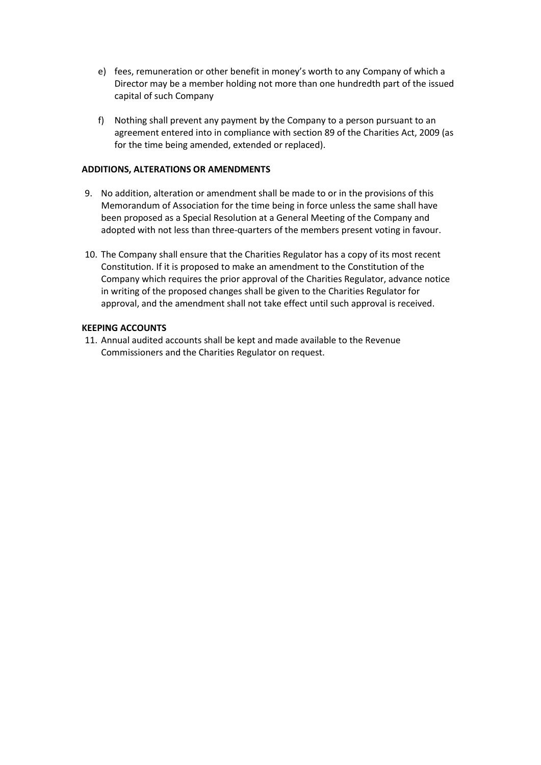e) fees, remuneration or other benefit in money's worth to any Company of which a Director may be a member holding not more than one hundredth part of the issued capital of such Company

f) Nothing shall prevent any payment by the Company to a person pursuant to an agreement entered into in compliance with section 89 of the Charities Act, 2009 (as for the time being amended, extended or replaced).

**ADDITIONS, ALTERATIONS OR AMENDMENTS**

9. No addition, alteration or amendment shall be made to or in the provisions of this Memorandum of Association for the time being in force unless the same shall have been proposed as a Special Resolution at a General Meeting of the Company and adopted with not less than three-quarters of the members present voting in favour.

10. The Company shall ensure that the Charities Regulator has a copy of its most recent Constitution. If it is proposed to make an amendment to the Constitution of the Company which requires the prior approval of the Charities Regulator, advance notice in writing of the proposed changes shall be given to the Charities Regulator for approval, and the amendment shall not take effect until such approval is received.

**KEEPING ACCOUNTS**

11. Annual audited accounts shall be kept and made available to the Revenue Commissioners and the Charities Regulator on request.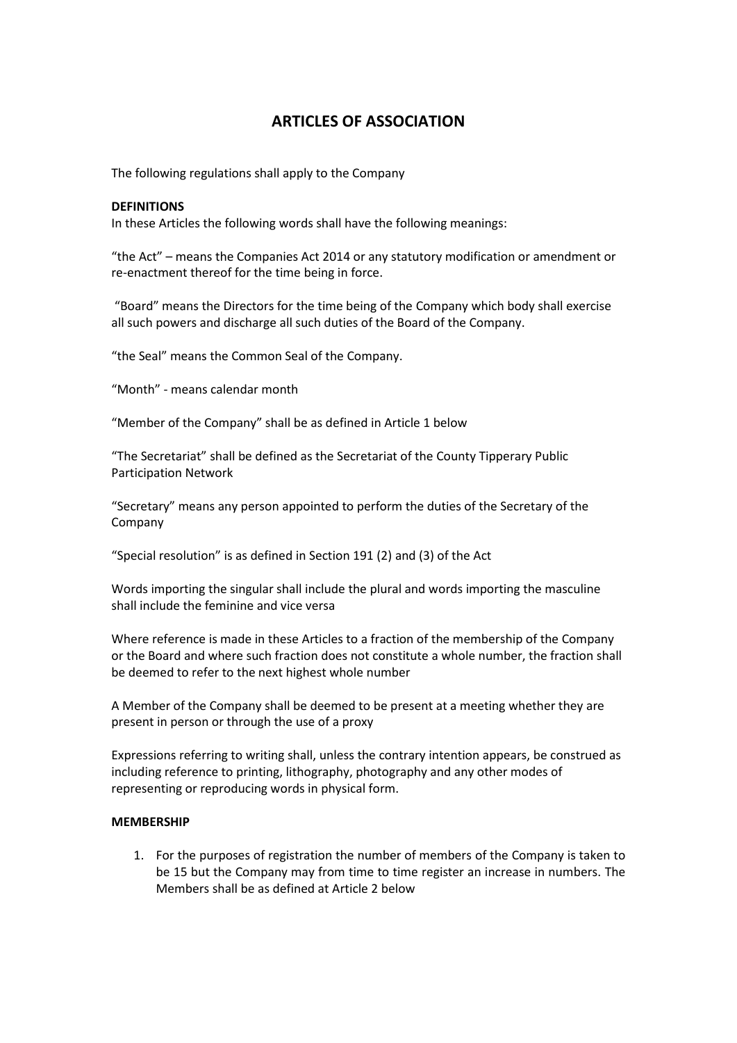# ARTICLES OF ASSOCIATION

The following regulations shall apply to the Company

**DEFINITIONS**

In these Articles the following words shall have the following meanings:

“the Act” – means the Companies Act 2014 or any statutory modification or amendment or re-enactment thereof for the time being in force.

“Board” means the Directors for the time being of the Company which body shall exercise all such powers and discharge all such duties of the Board of the Company.

“the Seal” means the Common Seal of the Company.

“Month” - means calendar month

“Member of the Company” shall be as defined in Article 1 below

“The Secretariat” shall be defined as the Secretariat of the County Tipperary Public Participation Network

“Secretary” means any person appointed to perform the duties of the Secretary of the Company

“Special resolution” is as defined in Section 191 (2) and (3) of the Act

Words importing the singular shall include the plural and words importing the masculine shall include the feminine and vice versa

Where reference is made in these Articles to a fraction of the membership of the Company or the Board and where such fraction does not constitute a whole number, the fraction shall be deemed to refer to the next highest whole number

A Member of the Company shall be deemed to be present at a meeting whether they are present in person or through the use of a proxy

Expressions referring to writing shall, unless the contrary intention appears, be construed as including reference to printing, lithography, photography and any other modes of representing or reproducing words in physical form.

**MEMBERSHIP**

1. For the purposes of registration the number of members of the Company is taken to be 15 but the Company may from time to time register an increase in numbers. The Members shall be as defined at Article 2 below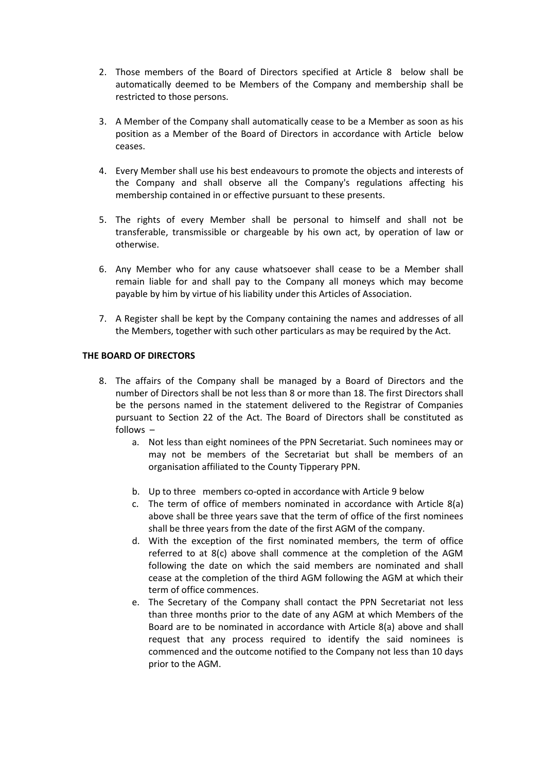2. Those members of the Board of Directors specified at Article 8 below shall be automatically deemed to be Members of the Company and membership shall be restricted to those persons.

3. A Member of the Company shall automatically cease to be a Member as soon as his position as a Member of the Board of Directors in accordance with Article below ceases.

4. Every Member shall use his best endeavours to promote the objects and interests of the Company and shall observe all the Company's regulations affecting his membership contained in or effective pursuant to these presents.

5. The rights of every Member shall be personal to himself and shall not be transferable, transmissible or chargeable by his own act, by operation of law or otherwise.

6. Any Member who for any cause whatsoever shall cease to be a Member shall remain liable for and shall pay to the Company all moneys which may become payable by him by virtue of his liability under this Articles of Association.

7. A Register shall be kept by the Company containing the names and addresses of all the Members, together with such other particulars as may be required by the Act.

**THE BOARD OF DIRECTORS**

8. The affairs of the Company shall be managed by a Board of Directors and the number of Directors shall be not less than 8 or more than 18. The first Directors shall be the persons named in the statement delivered to the Registrar of Companies pursuant to Section 22 of the Act. The Board of Directors shall be constituted as follows –
   a. Not less than eight nominees of the PPN Secretariat. Such nominees may or may not be members of the Secretariat but shall be members of an organisation affiliated to the County Tipperary PPN.
   b. Up to three members co-opted in accordance with Article 9 below
   c. The term of office of members nominated in accordance with Article 8(a) above shall be three years save that the term of office of the first nominees shall be three years from the date of the first AGM of the company.
   d. With the exception of the first nominated members, the term of office referred to at 8(c) above shall commence at the completion of the AGM following the date on which the said members are nominated and shall cease at the completion of the third AGM following the AGM at which their term of office commences.
   e. The Secretary of the Company shall contact the PPN Secretariat not less than three months prior to the date of any AGM at which Members of the Board are to be nominated in accordance with Article 8(a) above and shall request that any process required to identify the said nominees is commenced and the outcome notified to the Company not less than 10 days prior to the AGM.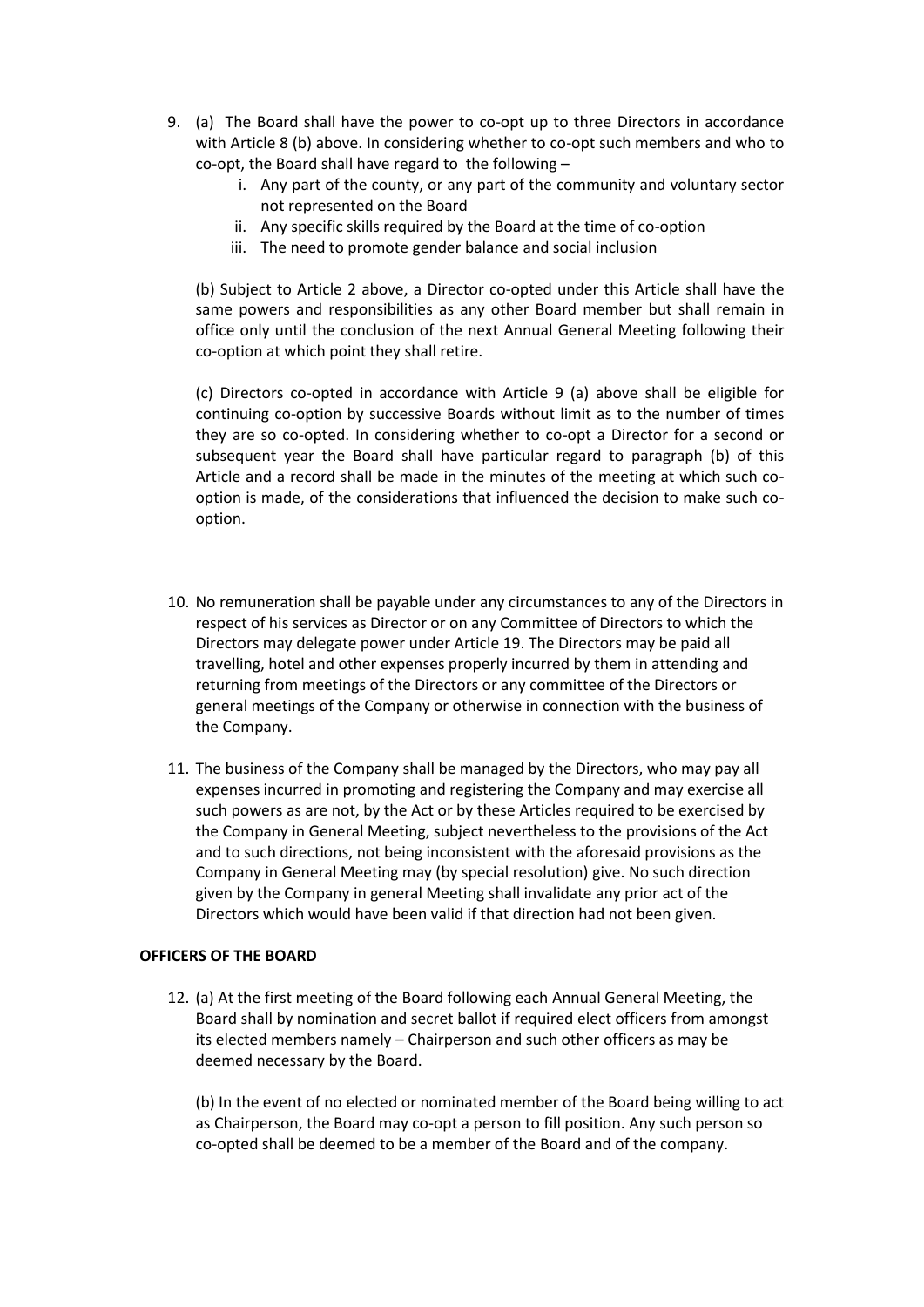9. (a) The Board shall have the power to co-opt up to three Directors in accordance with Article 8 (b) above. In considering whether to co-opt such members and who to co-opt, the Board shall have regard to the following –
   i. Any part of the county, or any part of the community and voluntary sector not represented on the Board
   ii. Any specific skills required by the Board at the time of co-option
   iii. The need to promote gender balance and social inclusion

   (b) Subject to Article 2 above, a Director co-opted under this Article shall have the same powers and responsibilities as any other Board member but shall remain in office only until the conclusion of the next Annual General Meeting following their co-option at which point they shall retire.

   (c) Directors co-opted in accordance with Article 9 (a) above shall be eligible for continuing co-option by successive Boards without limit as to the number of times they are so co-opted. In considering whether to co-opt a Director for a second or subsequent year the Board shall have particular regard to paragraph (b) of this Article and a record shall be made in the minutes of the meeting at which such co-option is made, of the considerations that influenced the decision to make such co-option.

10. No remuneration shall be payable under any circumstances to any of the Directors in respect of his services as Director or on any Committee of Directors to which the Directors may delegate power under Article 19. The Directors may be paid all travelling, hotel and other expenses properly incurred by them in attending and returning from meetings of the Directors or any committee of the Directors or general meetings of the Company or otherwise in connection with the business of the Company.

11. The business of the Company shall be managed by the Directors, who may pay all expenses incurred in promoting and registering the Company and may exercise all such powers as are not, by the Act or by these Articles required to be exercised by the Company in General Meeting, subject nevertheless to the provisions of the Act and to such directions, not being inconsistent with the aforesaid provisions as the Company in General Meeting may (by special resolution) give. No such direction given by the Company in general Meeting shall invalidate any prior act of the Directors which would have been valid if that direction had not been given.

**OFFICERS OF THE BOARD**

12. (a) At the first meeting of the Board following each Annual General Meeting, the Board shall by nomination and secret ballot if required elect officers from amongst its elected members namely – Chairperson and such other officers as may be deemed necessary by the Board.

    (b) In the event of no elected or nominated member of the Board being willing to act as Chairperson, the Board may co-opt a person to fill position. Any such person so co-opted shall be deemed to be a member of the Board and of the company.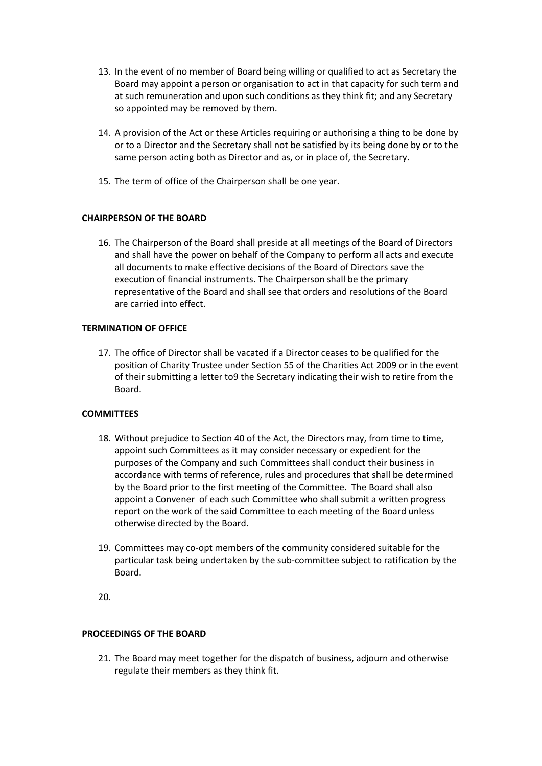13. In the event of no member of Board being willing or qualified to act as Secretary the Board may appoint a person or organisation to act in that capacity for such term and at such remuneration and upon such conditions as they think fit; and any Secretary so appointed may be removed by them.

14. A provision of the Act or these Articles requiring or authorising a thing to be done by or to a Director and the Secretary shall not be satisfied by its being done by or to the same person acting both as Director and as, or in place of, the Secretary.

15. The term of office of the Chairperson shall be one year.

**CHAIRPERSON OF THE BOARD**

16. The Chairperson of the Board shall preside at all meetings of the Board of Directors and shall have the power on behalf of the Company to perform all acts and execute all documents to make effective decisions of the Board of Directors save the execution of financial instruments. The Chairperson shall be the primary representative of the Board and shall see that orders and resolutions of the Board are carried into effect.

**TERMINATION OF OFFICE**

17. The office of Director shall be vacated if a Director ceases to be qualified for the position of Charity Trustee under Section 55 of the Charities Act 2009 or in the event of their submitting a letter to9 the Secretary indicating their wish to retire from the Board.

**COMMITTEES**

18. Without prejudice to Section 40 of the Act, the Directors may, from time to time, appoint such Committees as it may consider necessary or expedient for the purposes of the Company and such Committees shall conduct their business in accordance with terms of reference, rules and procedures that shall be determined by the Board prior to the first meeting of the Committee. The Board shall also appoint a Convener of each such Committee who shall submit a written progress report on the work of the said Committee to each meeting of the Board unless otherwise directed by the Board.

19. Committees may co-opt members of the community considered suitable for the particular task being undertaken by the sub-committee subject to ratification by the Board.

20.

**PROCEEDINGS OF THE BOARD**

21. The Board may meet together for the dispatch of business, adjourn and otherwise regulate their members as they think fit.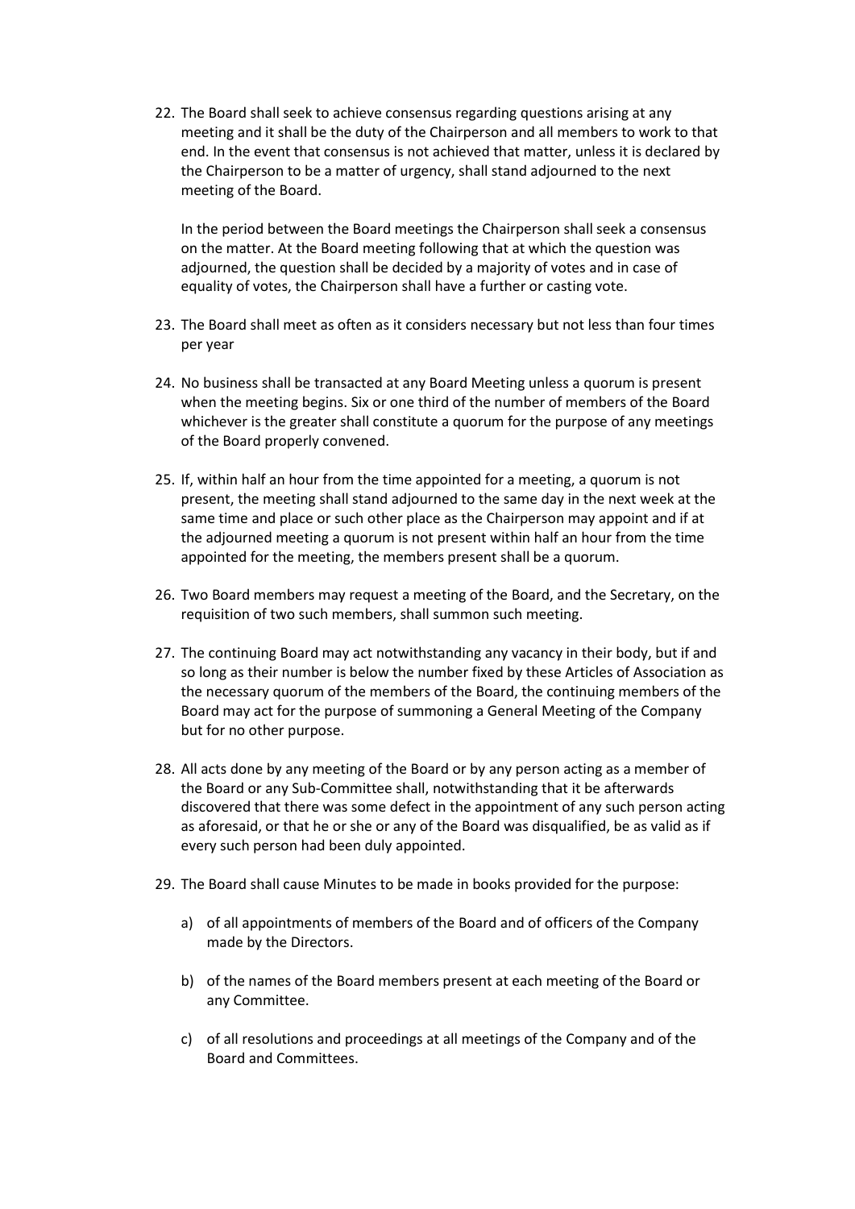22. The Board shall seek to achieve consensus regarding questions arising at any meeting and it shall be the duty of the Chairperson and all members to work to that end. In the event that consensus is not achieved that matter, unless it is declared by the Chairperson to be a matter of urgency, shall stand adjourned to the next meeting of the Board.

    In the period between the Board meetings the Chairperson shall seek a consensus on the matter. At the Board meeting following that at which the question was adjourned, the question shall be decided by a majority of votes and in case of equality of votes, the Chairperson shall have a further or casting vote.

23. The Board shall meet as often as it considers necessary but not less than four times per year

24. No business shall be transacted at any Board Meeting unless a quorum is present when the meeting begins. Six or one third of the number of members of the Board whichever is the greater shall constitute a quorum for the purpose of any meetings of the Board properly convened.

25. If, within half an hour from the time appointed for a meeting, a quorum is not present, the meeting shall stand adjourned to the same day in the next week at the same time and place or such other place as the Chairperson may appoint and if at the adjourned meeting a quorum is not present within half an hour from the time appointed for the meeting, the members present shall be a quorum.

26. Two Board members may request a meeting of the Board, and the Secretary, on the requisition of two such members, shall summon such meeting.

27. The continuing Board may act notwithstanding any vacancy in their body, but if and so long as their number is below the number fixed by these Articles of Association as the necessary quorum of the members of the Board, the continuing members of the Board may act for the purpose of summoning a General Meeting of the Company but for no other purpose.

28. All acts done by any meeting of the Board or by any person acting as a member of the Board or any Sub-Committee shall, notwithstanding that it be afterwards discovered that there was some defect in the appointment of any such person acting as aforesaid, or that he or she or any of the Board was disqualified, be as valid as if every such person had been duly appointed.

29. The Board shall cause Minutes to be made in books provided for the purpose:

    a) of all appointments of members of the Board and of officers of the Company made by the Directors.

    b) of the names of the Board members present at each meeting of the Board or any Committee.

    c) of all resolutions and proceedings at all meetings of the Company and of the Board and Committees.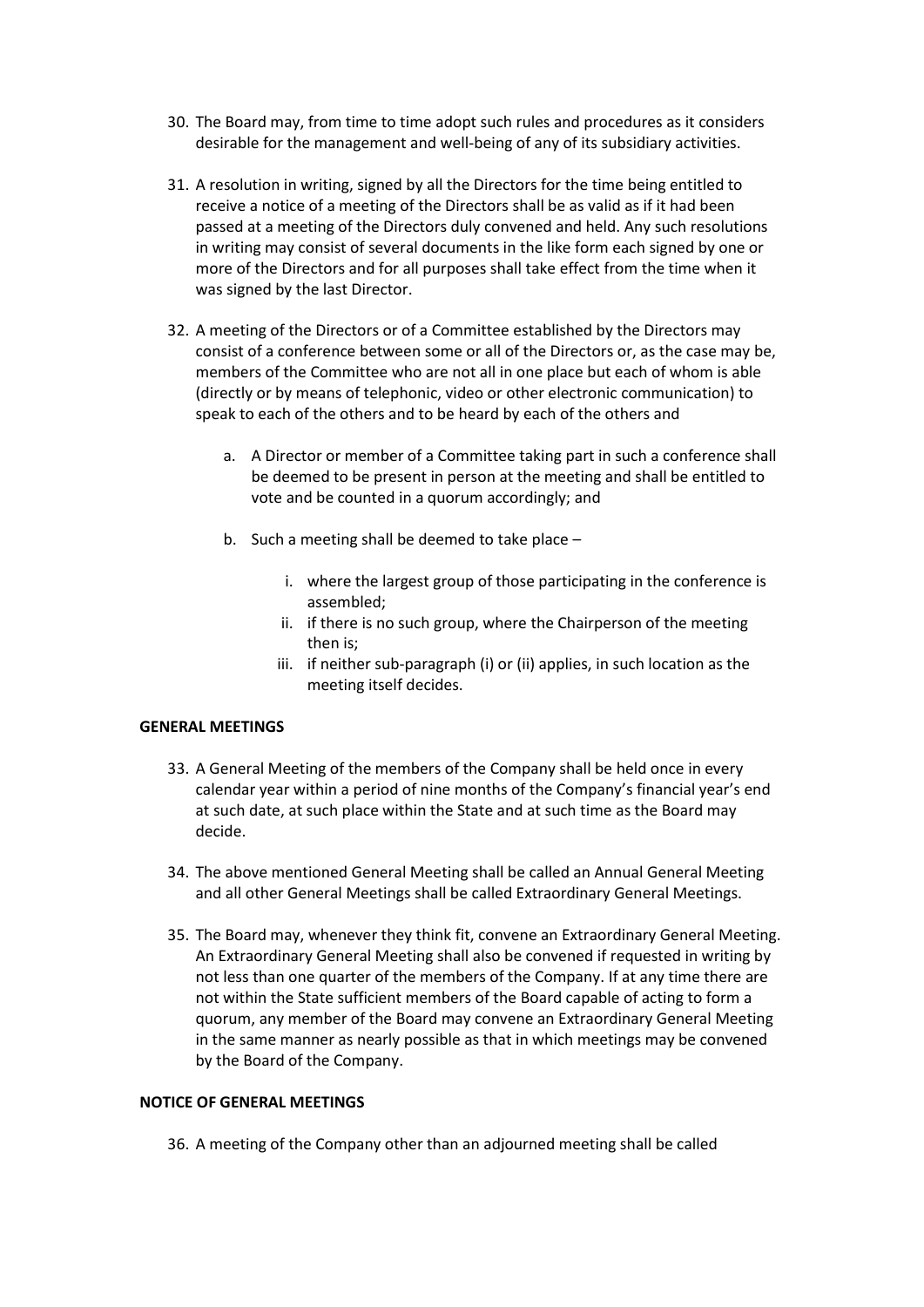30. The Board may, from time to time adopt such rules and procedures as it considers desirable for the management and well-being of any of its subsidiary activities.

31. A resolution in writing, signed by all the Directors for the time being entitled to receive a notice of a meeting of the Directors shall be as valid as if it had been passed at a meeting of the Directors duly convened and held. Any such resolutions in writing may consist of several documents in the like form each signed by one or more of the Directors and for all purposes shall take effect from the time when it was signed by the last Director.

32. A meeting of the Directors or of a Committee established by the Directors may consist of a conference between some or all of the Directors or, as the case may be, members of the Committee who are not all in one place but each of whom is able (directly or by means of telephonic, video or other electronic communication) to speak to each of the others and to be heard by each of the others and

    a. A Director or member of a Committee taking part in such a conference shall be deemed to be present in person at the meeting and shall be entitled to vote and be counted in a quorum accordingly; and

    b. Such a meeting shall be deemed to take place –

        i. where the largest group of those participating in the conference is assembled;
        ii. if there is no such group, where the Chairperson of the meeting then is;
        iii. if neither sub-paragraph (i) or (ii) applies, in such location as the meeting itself decides.

**GENERAL MEETINGS**

33. A General Meeting of the members of the Company shall be held once in every calendar year within a period of nine months of the Company's financial year's end at such date, at such place within the State and at such time as the Board may decide.

34. The above mentioned General Meeting shall be called an Annual General Meeting and all other General Meetings shall be called Extraordinary General Meetings.

35. The Board may, whenever they think fit, convene an Extraordinary General Meeting. An Extraordinary General Meeting shall also be convened if requested in writing by not less than one quarter of the members of the Company. If at any time there are not within the State sufficient members of the Board capable of acting to form a quorum, any member of the Board may convene an Extraordinary General Meeting in the same manner as nearly possible as that in which meetings may be convened by the Board of the Company.

**NOTICE OF GENERAL MEETINGS**

36. A meeting of the Company other than an adjourned meeting shall be called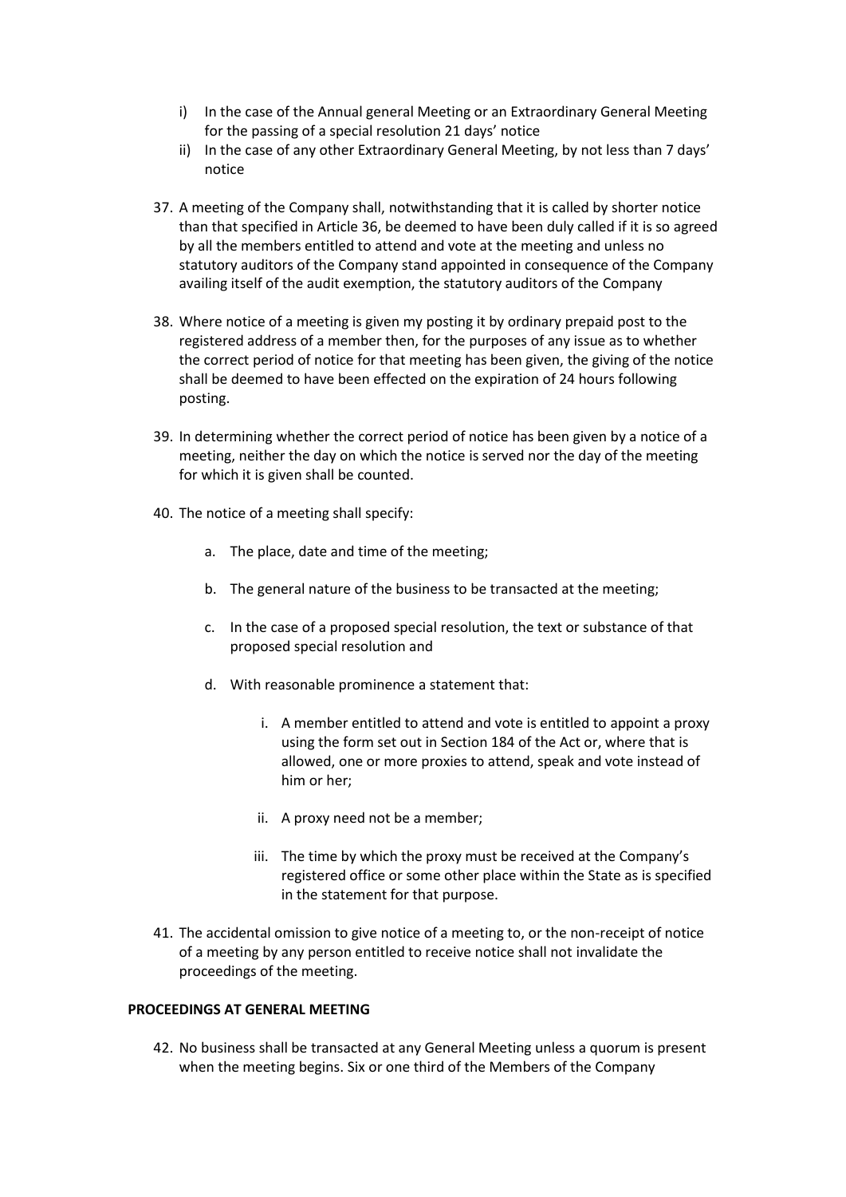i) In the case of the Annual general Meeting or an Extraordinary General Meeting for the passing of a special resolution 21 days' notice
ii) In the case of any other Extraordinary General Meeting, by not less than 7 days' notice

37. A meeting of the Company shall, notwithstanding that it is called by shorter notice than that specified in Article 36, be deemed to have been duly called if it is so agreed by all the members entitled to attend and vote at the meeting and unless no statutory auditors of the Company stand appointed in consequence of the Company availing itself of the audit exemption, the statutory auditors of the Company

38. Where notice of a meeting is given my posting it by ordinary prepaid post to the registered address of a member then, for the purposes of any issue as to whether the correct period of notice for that meeting has been given, the giving of the notice shall be deemed to have been effected on the expiration of 24 hours following posting.

39. In determining whether the correct period of notice has been given by a notice of a meeting, neither the day on which the notice is served nor the day of the meeting for which it is given shall be counted.

40. The notice of a meeting shall specify:

    a. The place, date and time of the meeting;

    b. The general nature of the business to be transacted at the meeting;

    c. In the case of a proposed special resolution, the text or substance of that proposed special resolution and

    d. With reasonable prominence a statement that:

        i. A member entitled to attend and vote is entitled to appoint a proxy using the form set out in Section 184 of the Act or, where that is allowed, one or more proxies to attend, speak and vote instead of him or her;

        ii. A proxy need not be a member;

        iii. The time by which the proxy must be received at the Company's registered office or some other place within the State as is specified in the statement for that purpose.

41. The accidental omission to give notice of a meeting to, or the non-receipt of notice of a meeting by any person entitled to receive notice shall not invalidate the proceedings of the meeting.

**PROCEEDINGS AT GENERAL MEETING**

42. No business shall be transacted at any General Meeting unless a quorum is present when the meeting begins. Six or one third of the Members of the Company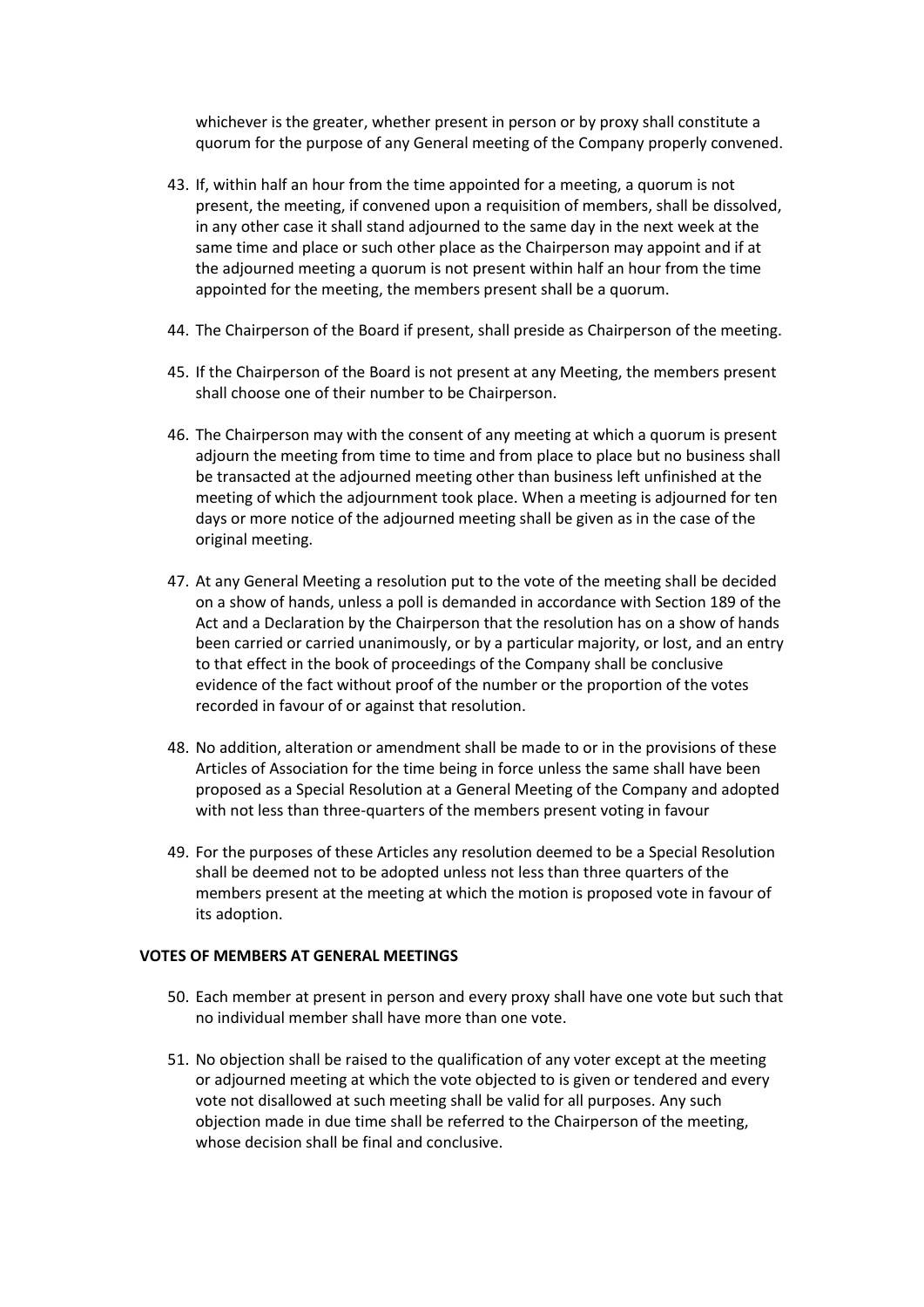whichever is the greater, whether present in person or by proxy shall constitute a quorum for the purpose of any General meeting of the Company properly convened.

43. If, within half an hour from the time appointed for a meeting, a quorum is not present, the meeting, if convened upon a requisition of members, shall be dissolved, in any other case it shall stand adjourned to the same day in the next week at the same time and place or such other place as the Chairperson may appoint and if at the adjourned meeting a quorum is not present within half an hour from the time appointed for the meeting, the members present shall be a quorum.

44. The Chairperson of the Board if present, shall preside as Chairperson of the meeting.

45. If the Chairperson of the Board is not present at any Meeting, the members present shall choose one of their number to be Chairperson.

46. The Chairperson may with the consent of any meeting at which a quorum is present adjourn the meeting from time to time and from place to place but no business shall be transacted at the adjourned meeting other than business left unfinished at the meeting of which the adjournment took place. When a meeting is adjourned for ten days or more notice of the adjourned meeting shall be given as in the case of the original meeting.

47. At any General Meeting a resolution put to the vote of the meeting shall be decided on a show of hands, unless a poll is demanded in accordance with Section 189 of the Act and a Declaration by the Chairperson that the resolution has on a show of hands been carried or carried unanimously, or by a particular majority, or lost, and an entry to that effect in the book of proceedings of the Company shall be conclusive evidence of the fact without proof of the number or the proportion of the votes recorded in favour of or against that resolution.

48. No addition, alteration or amendment shall be made to or in the provisions of these Articles of Association for the time being in force unless the same shall have been proposed as a Special Resolution at a General Meeting of the Company and adopted with not less than three-quarters of the members present voting in favour

49. For the purposes of these Articles any resolution deemed to be a Special Resolution shall be deemed not to be adopted unless not less than three quarters of the members present at the meeting at which the motion is proposed vote in favour of its adoption.

**VOTES OF MEMBERS AT GENERAL MEETINGS**

50. Each member at present in person and every proxy shall have one vote but such that no individual member shall have more than one vote.

51. No objection shall be raised to the qualification of any voter except at the meeting or adjourned meeting at which the vote objected to is given or tendered and every vote not disallowed at such meeting shall be valid for all purposes. Any such objection made in due time shall be referred to the Chairperson of the meeting, whose decision shall be final and conclusive.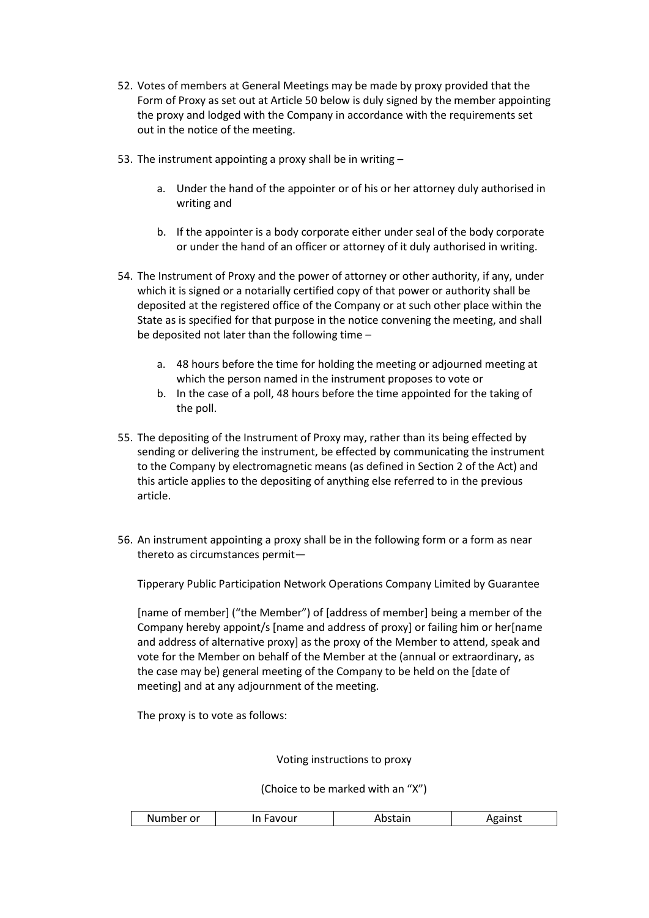52. Votes of members at General Meetings may be made by proxy provided that the Form of Proxy as set out at Article 50 below is duly signed by the member appointing the proxy and lodged with the Company in accordance with the requirements set out in the notice of the meeting.

53. The instrument appointing a proxy shall be in writing –

    a. Under the hand of the appointer or of his or her attorney duly authorised in writing and

    b. If the appointer is a body corporate either under seal of the body corporate or under the hand of an officer or attorney of it duly authorised in writing.

54. The Instrument of Proxy and the power of attorney or other authority, if any, under which it is signed or a notarially certified copy of that power or authority shall be deposited at the registered office of the Company or at such other place within the State as is specified for that purpose in the notice convening the meeting, and shall be deposited not later than the following time –

    a. 48 hours before the time for holding the meeting or adjourned meeting at which the person named in the instrument proposes to vote or
    b. In the case of a poll, 48 hours before the time appointed for the taking of the poll.

55. The depositing of the Instrument of Proxy may, rather than its being effected by sending or delivering the instrument, be effected by communicating the instrument to the Company by electromagnetic means (as defined in Section 2 of the Act) and this article applies to the depositing of anything else referred to in the previous article.

56. An instrument appointing a proxy shall be in the following form or a form as near thereto as circumstances permit—

    Tipperary Public Participation Network Operations Company Limited by Guarantee

    [name of member] ("the Member") of [address of member] being a member of the Company hereby appoint/s [name and address of proxy] or failing him or her[name and address of alternative proxy] as the proxy of the Member to attend, speak and vote for the Member on behalf of the Member at the (annual or extraordinary, as the case may be) general meeting of the Company to be held on the [date of meeting] and at any adjournment of the meeting.

    The proxy is to vote as follows:

    Voting instructions to proxy

    (Choice to be marked with an "X")

| Number or | In Favour | Abstain | Against |
|---|---|---|---|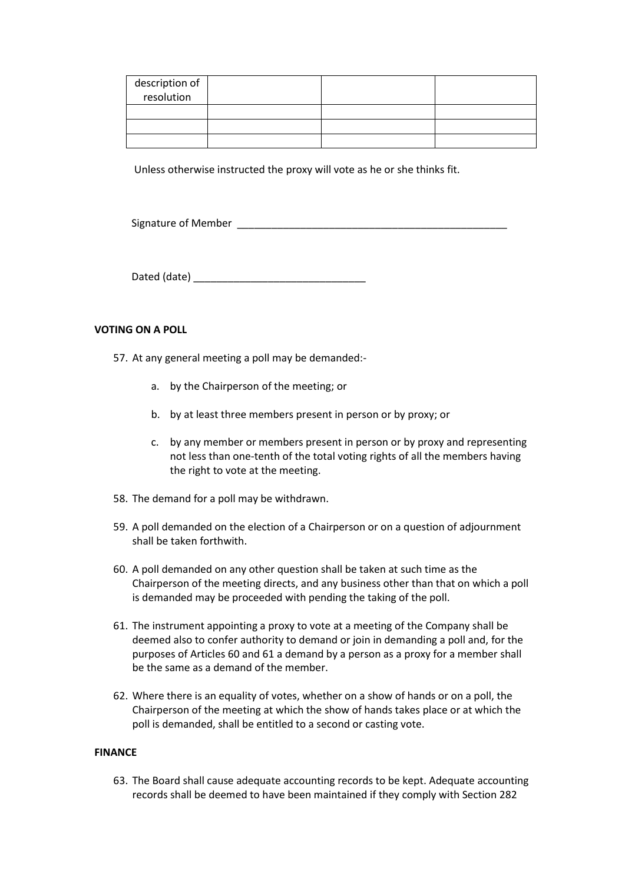| | | | |
|---|---|---|---|
| description of resolution | | | |
| | | | |
| | | | |
| | | | |

Unless otherwise instructed the proxy will vote as he or she thinks fit.

Signature of Member ________________________________________________

Dated (date) ______________________________

**VOTING ON A POLL**

57. At any general meeting a poll may be demanded:-

    a. by the Chairperson of the meeting; or

    b. by at least three members present in person or by proxy; or

    c. by any member or members present in person or by proxy and representing not less than one-tenth of the total voting rights of all the members having the right to vote at the meeting.

58. The demand for a poll may be withdrawn.

59. A poll demanded on the election of a Chairperson or on a question of adjournment shall be taken forthwith.

60. A poll demanded on any other question shall be taken at such time as the Chairperson of the meeting directs, and any business other than that on which a poll is demanded may be proceeded with pending the taking of the poll.

61. The instrument appointing a proxy to vote at a meeting of the Company shall be deemed also to confer authority to demand or join in demanding a poll and, for the purposes of Articles 60 and 61 a demand by a person as a proxy for a member shall be the same as a demand of the member.

62. Where there is an equality of votes, whether on a show of hands or on a poll, the Chairperson of the meeting at which the show of hands takes place or at which the poll is demanded, shall be entitled to a second or casting vote.

**FINANCE**

63. The Board shall cause adequate accounting records to be kept. Adequate accounting records shall be deemed to have been maintained if they comply with Section 282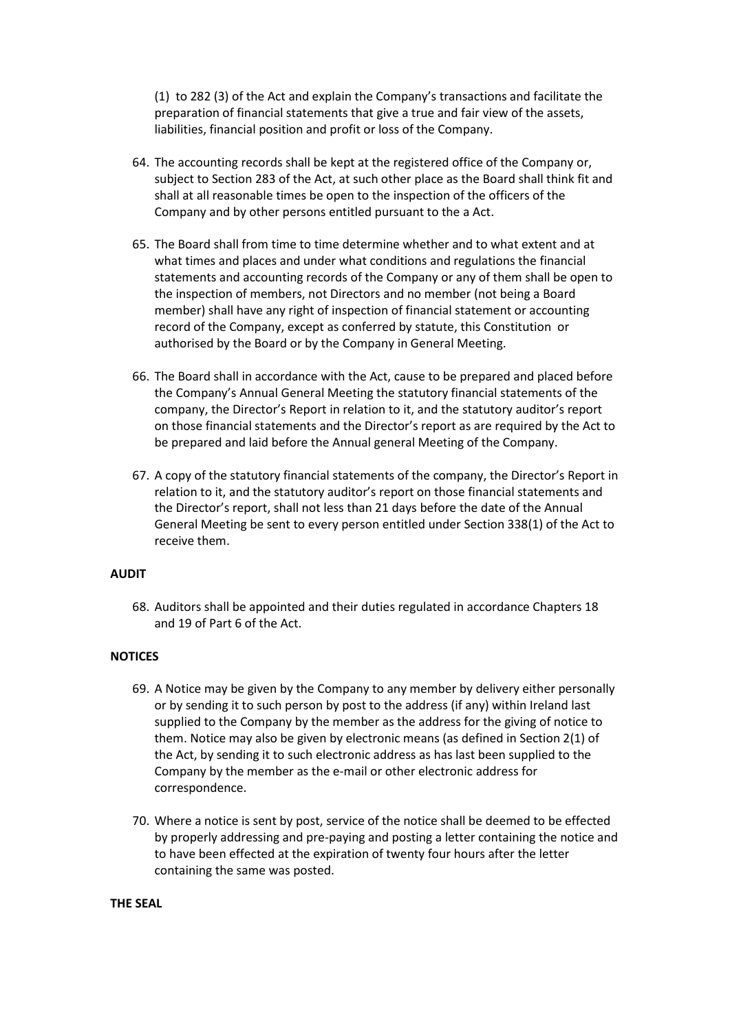(1) to 282 (3) of the Act and explain the Company's transactions and facilitate the preparation of financial statements that give a true and fair view of the assets, liabilities, financial position and profit or loss of the Company.

64. The accounting records shall be kept at the registered office of the Company or, subject to Section 283 of the Act, at such other place as the Board shall think fit and shall at all reasonable times be open to the inspection of the officers of the Company and by other persons entitled pursuant to the a Act.

65. The Board shall from time to time determine whether and to what extent and at what times and places and under what conditions and regulations the financial statements and accounting records of the Company or any of them shall be open to the inspection of members, not Directors and no member (not being a Board member) shall have any right of inspection of financial statement or accounting record of the Company, except as conferred by statute, this Constitution or authorised by the Board or by the Company in General Meeting.

66. The Board shall in accordance with the Act, cause to be prepared and placed before the Company's Annual General Meeting the statutory financial statements of the company, the Director's Report in relation to it, and the statutory auditor's report on those financial statements and the Director's report as are required by the Act to be prepared and laid before the Annual general Meeting of the Company.

67. A copy of the statutory financial statements of the company, the Director's Report in relation to it, and the statutory auditor's report on those financial statements and the Director's report, shall not less than 21 days before the date of the Annual General Meeting be sent to every person entitled under Section 338(1) of the Act to receive them.

**AUDIT**

68. Auditors shall be appointed and their duties regulated in accordance Chapters 18 and 19 of Part 6 of the Act.

**NOTICES**

69. A Notice may be given by the Company to any member by delivery either personally or by sending it to such person by post to the address (if any) within Ireland last supplied to the Company by the member as the address for the giving of notice to them. Notice may also be given by electronic means (as defined in Section 2(1) of the Act, by sending it to such electronic address as has last been supplied to the Company by the member as the e-mail or other electronic address for correspondence.

70. Where a notice is sent by post, service of the notice shall be deemed to be effected by properly addressing and pre-paying and posting a letter containing the notice and to have been effected at the expiration of twenty four hours after the letter containing the same was posted.

**THE SEAL**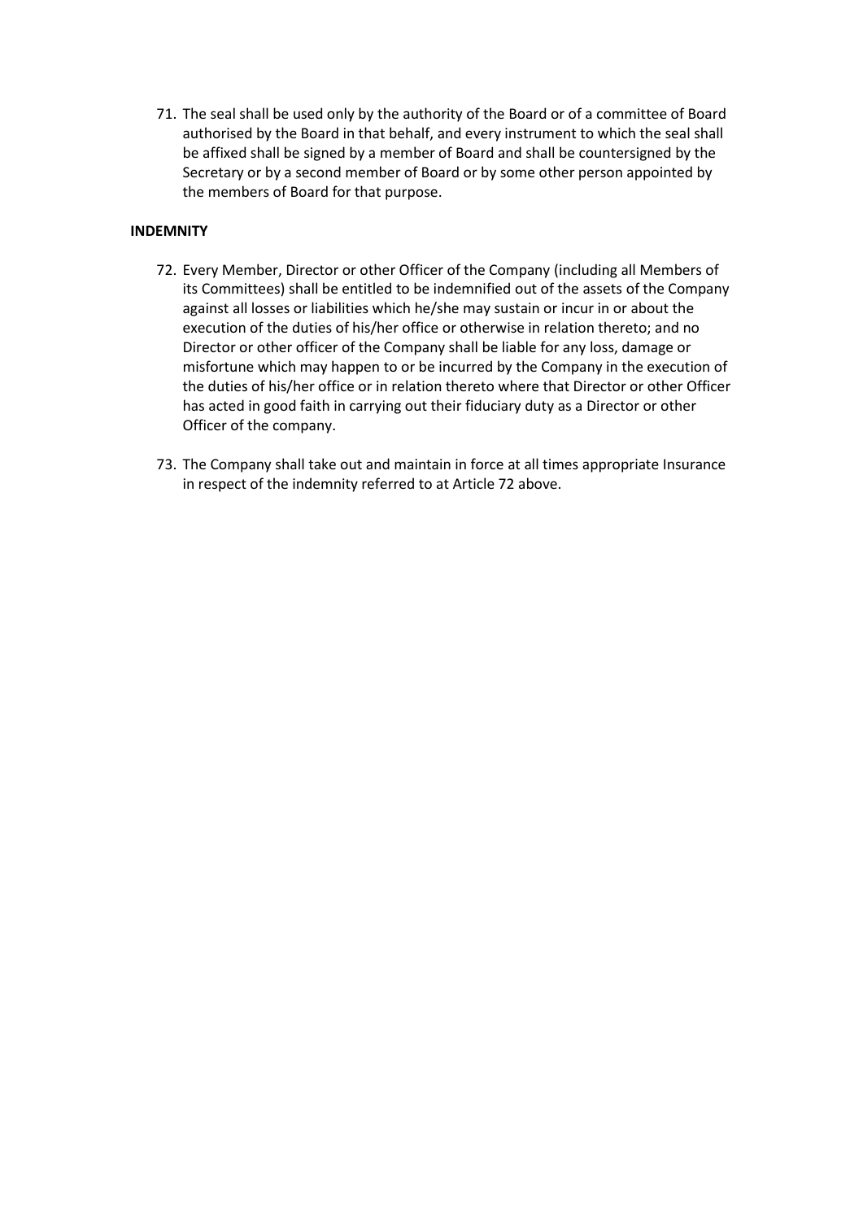71. The seal shall be used only by the authority of the Board or of a committee of Board authorised by the Board in that behalf, and every instrument to which the seal shall be affixed shall be signed by a member of Board and shall be countersigned by the Secretary or by a second member of Board or by some other person appointed by the members of Board for that purpose.

**INDEMNITY**

72. Every Member, Director or other Officer of the Company (including all Members of its Committees) shall be entitled to be indemnified out of the assets of the Company against all losses or liabilities which he/she may sustain or incur in or about the execution of the duties of his/her office or otherwise in relation thereto; and no Director or other officer of the Company shall be liable for any loss, damage or misfortune which may happen to or be incurred by the Company in the execution of the duties of his/her office or in relation thereto where that Director or other Officer has acted in good faith in carrying out their fiduciary duty as a Director or other Officer of the company.

73. The Company shall take out and maintain in force at all times appropriate Insurance in respect of the indemnity referred to at Article 72 above.